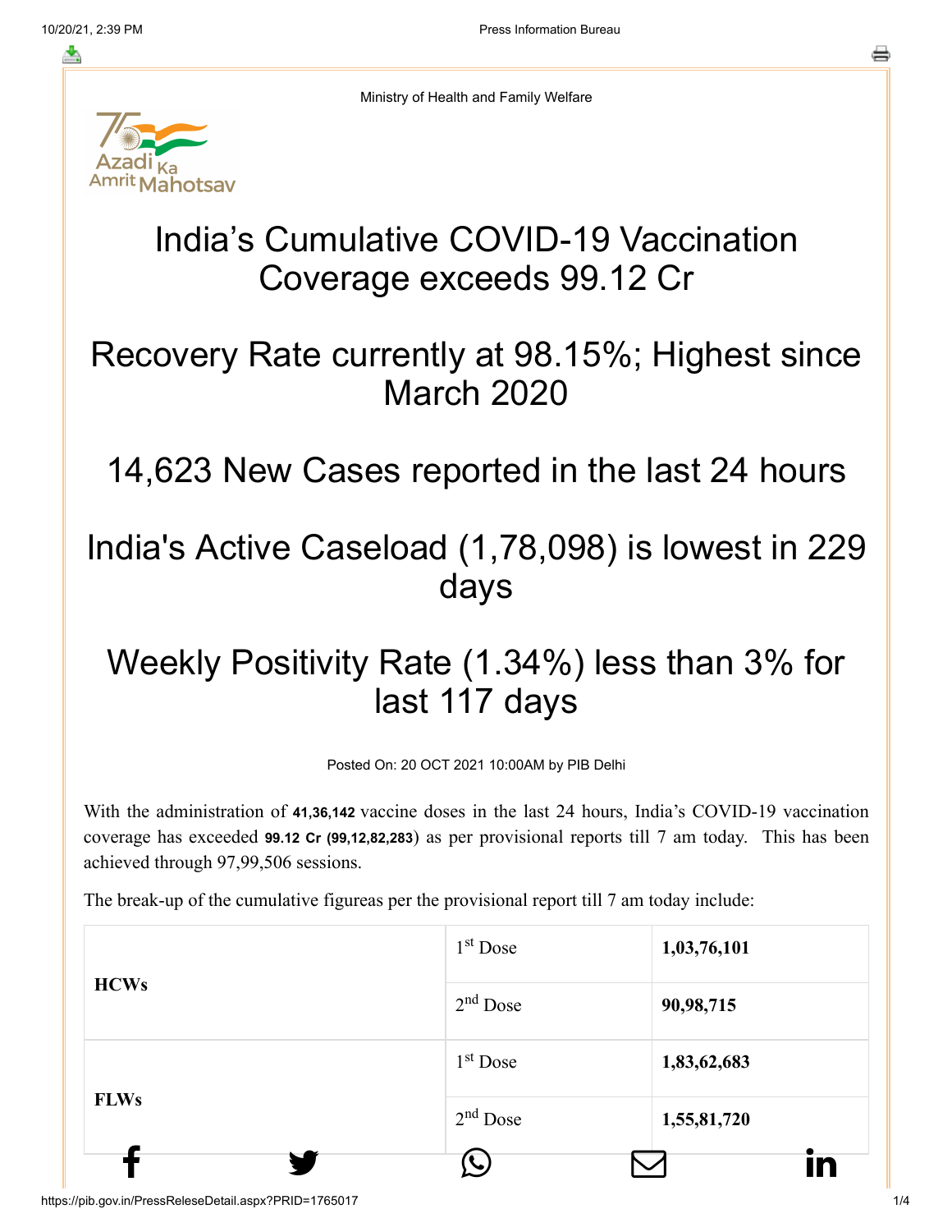Ministry of Health and Family Welfare

# India's Cumulative COVID-19 Vaccination Coverage exceeds 99.12 Cr

# Recovery Rate currently at 98.15%; Highest since March 2020

# 14,623 New Cases reported in the last 24 hours

# India's Active Caseload (1,78,098) is lowest in 229 days

# Weekly Positivity Rate (1.34%) less than 3% for last 117 days

Posted On: 20 OCT 2021 10:00AM by PIB Delhi

With the administration of **41,36,142** vaccine doses in the last 24 hours, India's COVID-19 vaccination coverage has exceeded **99.12 Cr (99,12,82,283**) as per provisional reports till 7 am today. This has been achieved through 97,99,506 sessions.

The break-up of the cumulative figureas per the provisional report till 7 am today include:

| | | |
|---|---|---|
| **HCWs** | 1st Dose | **1,03,76,101** |
| | 2nd Dose | **90,98,715** |
| **FLWs** | 1st Dose | **1,83,62,683** |
| | 2nd Dose | **1,55,81,720** |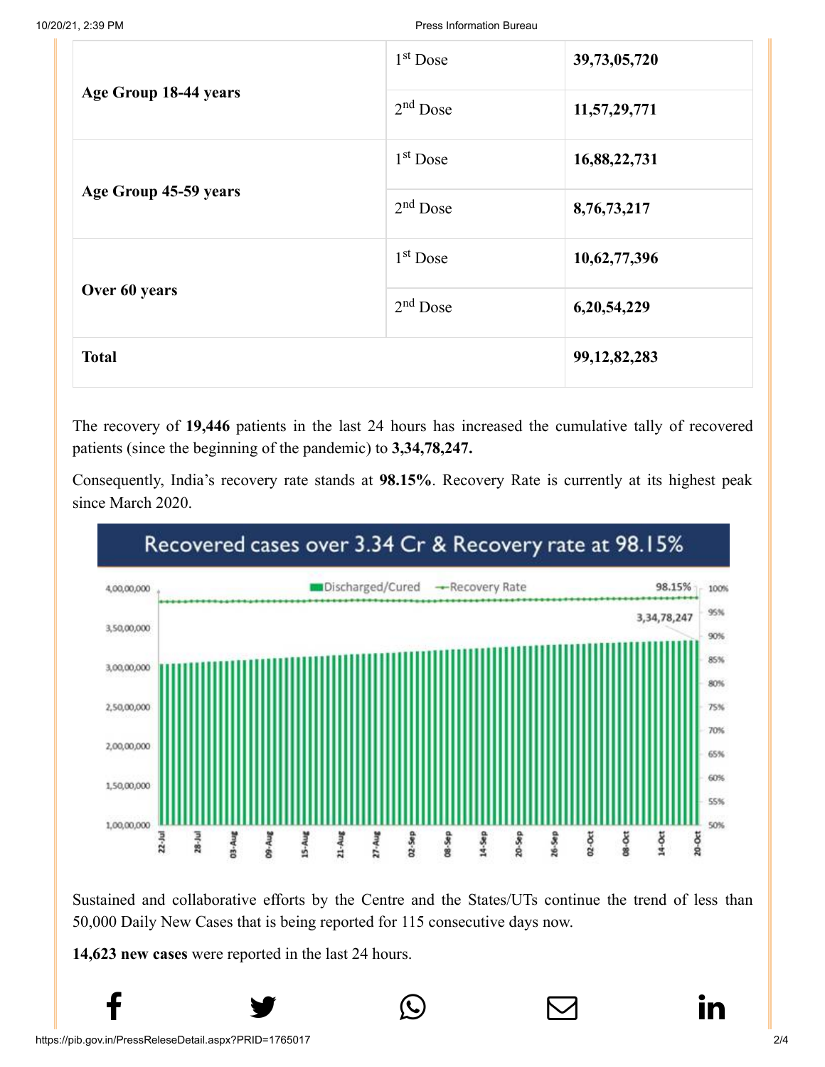| | | |
|---|---|---|
| **Age Group 18-44 years** | 1st Dose | **39,73,05,720** |
| | 2nd Dose | **11,57,29,771** |
| **Age Group 45-59 years** | 1st Dose | **16,88,22,731** |
| | 2nd Dose | **8,76,73,217** |
| **Over 60 years** | 1st Dose | **10,62,77,396** |
| | 2nd Dose | **6,20,54,229** |
| **Total** | | **99,12,82,283** |

The recovery of **19,446** patients in the last 24 hours has increased the cumulative tally of recovered patients (since the beginning of the pandemic) to **3,34,78,247.**

Consequently, India's recovery rate stands at **98.15%**. Recovery Rate is currently at its highest peak since March 2020.

Recovered cases over 3.34 Cr & Recovery rate at 98.15%

Discharged/Cured

Recovery Rate

98.15%

3,34,78,247

4,00,00,000
3,50,00,000
3,00,00,000
2,50,00,000
2,00,00,000
1,50,00,000
1,00,00,000

100%
95%
90%
85%
80%
75%
70%
65%
60%
55%
50%

22-Jul
28-Jul
03-Aug
09-Aug
15-Aug
21-Aug
27-Aug
02-Sep
08-Sep
14-Sep
20-Sep
26-Sep
02-Oct
08-Oct
14-Oct
20-Oct

Sustained and collaborative efforts by the Centre and the States/UTs continue the trend of less than 50,000 Daily New Cases that is being reported for 115 consecutive days now.

**14,623 new cases** were reported in the last 24 hours.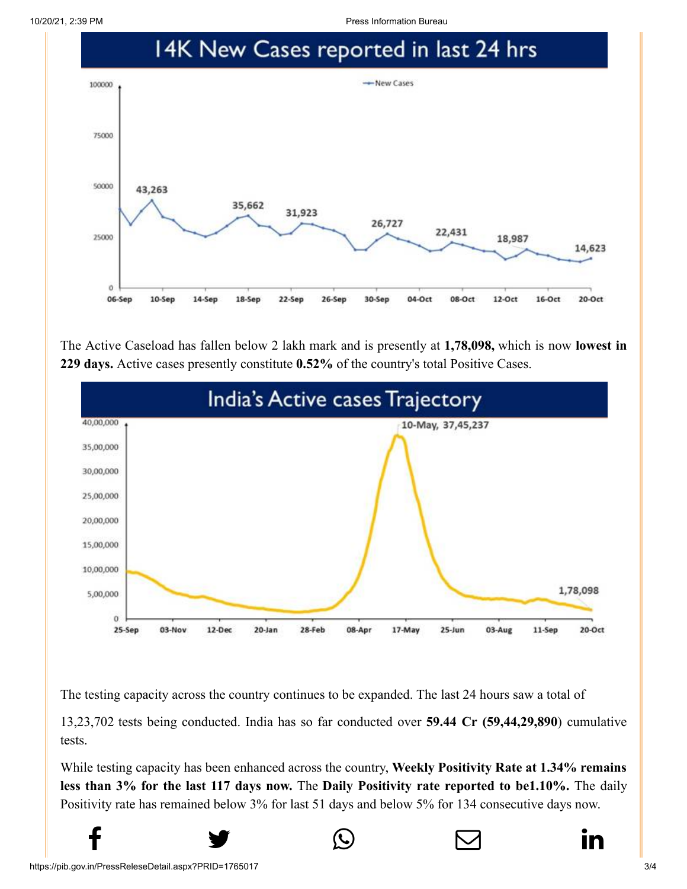## 14K New Cases reported in last 24 hrs

New Cases

100000

75000

50000

25000

0

43,263

35,662

31,923

26,727

22,431

18,987

14,623

06-Sep 10-Sep 14-Sep 18-Sep 22-Sep 26-Sep 30-Sep 04-Oct 08-Oct 12-Oct 16-Oct 20-Oct

The Active Caseload has fallen below 2 lakh mark and is presently at **1,78,098,** which is now **lowest in 229 days.** Active cases presently constitute **0.52%** of the country's total Positive Cases.

## India's Active cases Trajectory

40,00,000

35,00,000

30,00,000

25,00,000

20,00,000

15,00,000

10,00,000

5,00,000

0

10-May, 37,45,237

1,78,098

25-Sep 03-Nov 12-Dec 20-Jan 28-Feb 08-Apr 17-May 25-Jun 03-Aug 11-Sep 20-Oct

The testing capacity across the country continues to be expanded. The last 24 hours saw a total of 13,23,702 tests being conducted. India has so far conducted over **59.44 Cr (59,44,29,890**) cumulative tests.

While testing capacity has been enhanced across the country, **Weekly Positivity Rate at 1.34% remains less than 3% for the last 117 days now.** The **Daily Positivity rate reported to be1.10%.** The daily Positivity rate has remained below 3% for last 51 days and below 5% for 134 consecutive days now.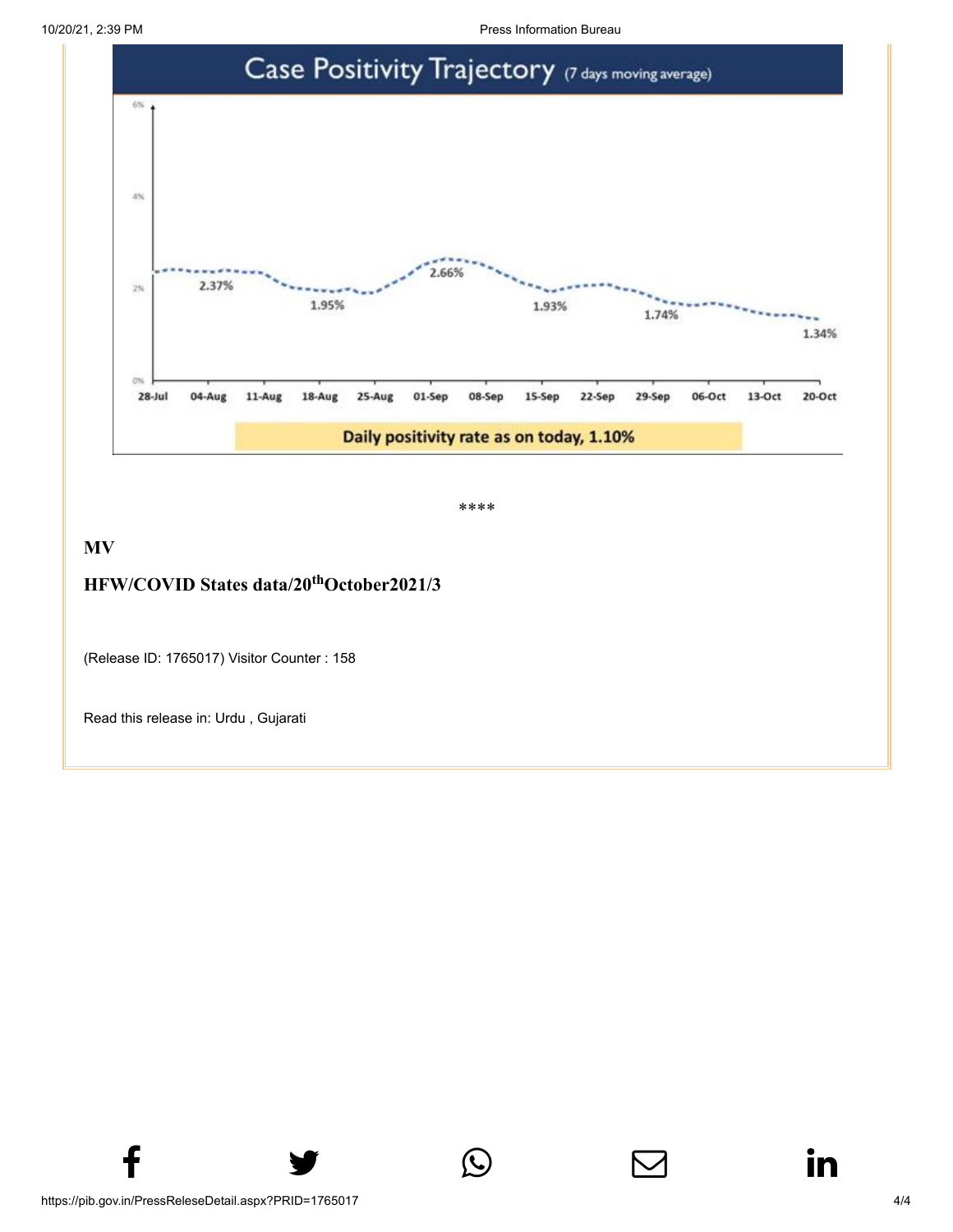Case Positivity Trajectory (7 days moving average)

6%
4%
2%
0%

2.37%
1.95%
2.66%
1.93%
1.74%
1.34%

28-Jul 04-Aug 11-Aug 18-Aug 25-Aug 01-Sep 08-Sep 15-Sep 22-Sep 29-Sep 06-Oct 13-Oct 20-Oct

Daily positivity rate as on today, 1.10%

****

**MV**

**HFW/COVID States data/20th October2021/3**

(Release ID: 1765017) Visitor Counter : 158

Read this release in: Urdu , Gujarati